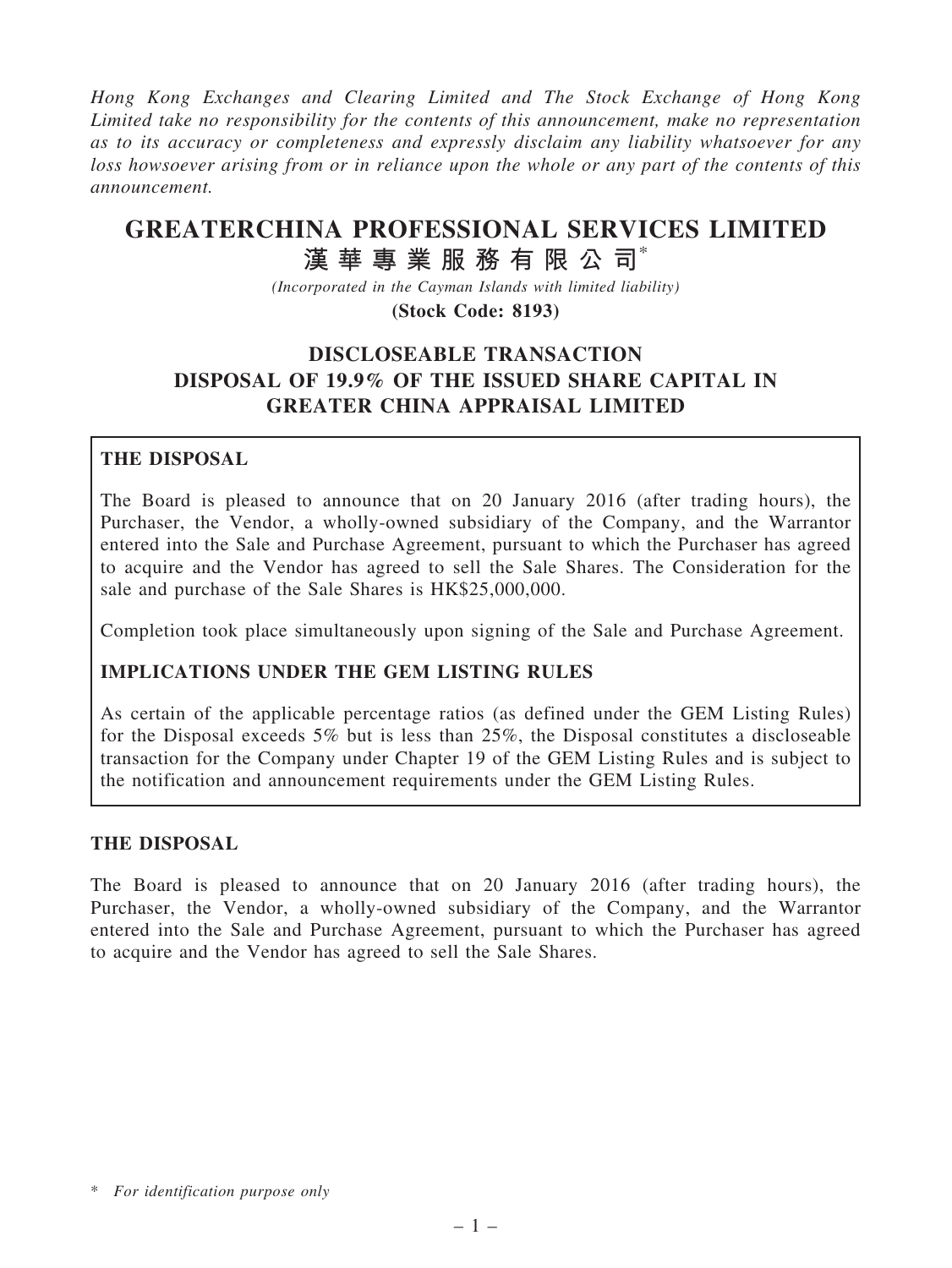*Hong Kong Exchanges and Clearing Limited and The Stock Exchange of Hong Kong Limited take no responsibility for the contents of this announcement, make no representation as to its accuracy or completeness and expressly disclaim any liability whatsoever for any loss howsoever arising from or in reliance upon the whole or any part of the contents of this announcement.*

# GREATERCHINA PROFESSIONAL SERVICES LIMITED

# 漢華專業服務有限公司*

*(Incorporated in the Cayman Islands with limited liability)*

**(Stock Code: 8193)**

## DISCLOSEABLE TRANSACTION DISPOSAL OF 19.9% OF THE ISSUED SHARE CAPITAL IN GREATER CHINA APPRAISAL LIMITED

### THE DISPOSAL

The Board is pleased to announce that on 20 January 2016 (after trading hours), the Purchaser, the Vendor, a wholly-owned subsidiary of the Company, and the Warrantor entered into the Sale and Purchase Agreement, pursuant to which the Purchaser has agreed to acquire and the Vendor has agreed to sell the Sale Shares. The Consideration for the sale and purchase of the Sale Shares is HK$25,000,000.

Completion took place simultaneously upon signing of the Sale and Purchase Agreement.

### IMPLICATIONS UNDER THE GEM LISTING RULES

As certain of the applicable percentage ratios (as defined under the GEM Listing Rules) for the Disposal exceeds 5% but is less than 25%, the Disposal constitutes a discloseable transaction for the Company under Chapter 19 of the GEM Listing Rules and is subject to the notification and announcement requirements under the GEM Listing Rules.

### THE DISPOSAL

The Board is pleased to announce that on 20 January 2016 (after trading hours), the Purchaser, the Vendor, a wholly-owned subsidiary of the Company, and the Warrantor entered into the Sale and Purchase Agreement, pursuant to which the Purchaser has agreed to acquire and the Vendor has agreed to sell the Sale Shares.

\* *For identification purpose only*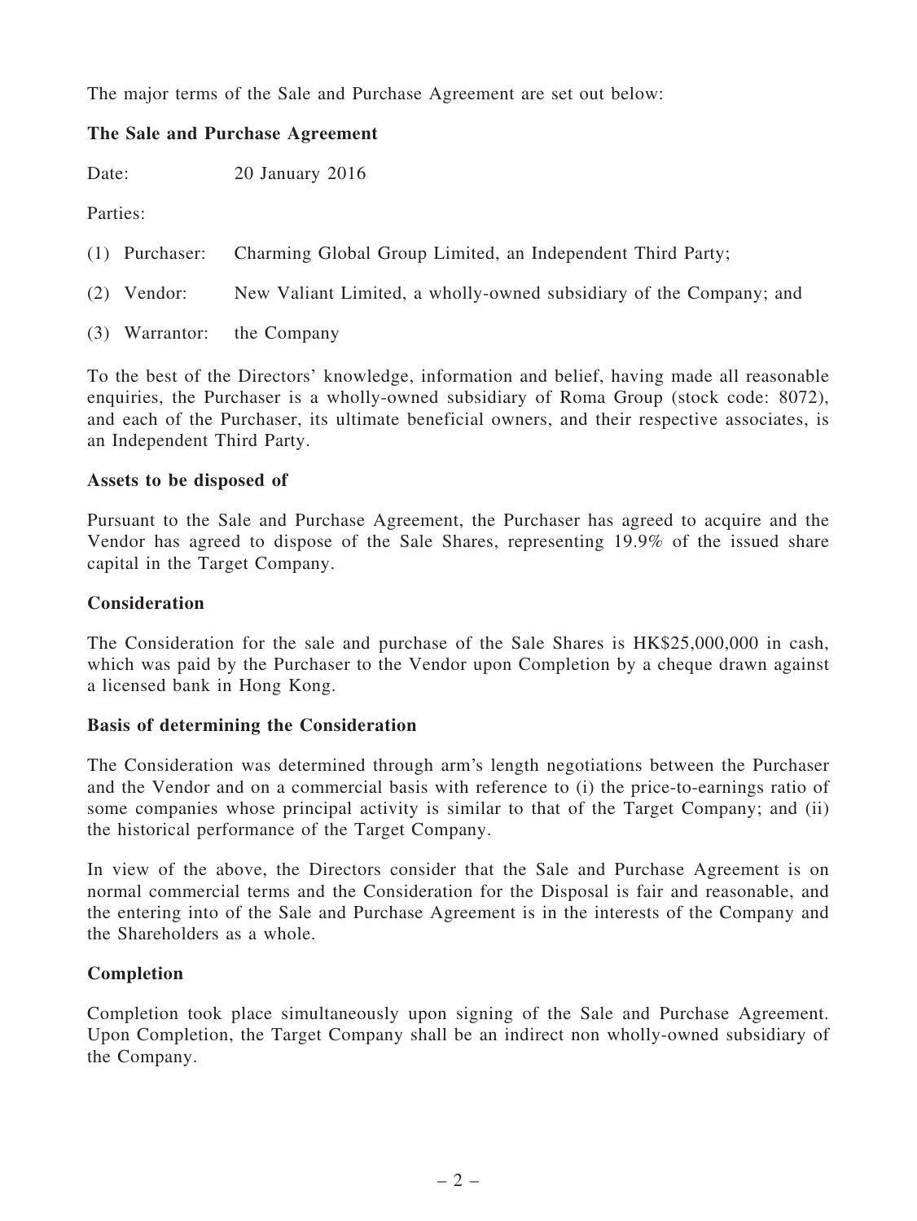The major terms of the Sale and Purchase Agreement are set out below:

**The Sale and Purchase Agreement**

Date: 20 January 2016

Parties:

(1) Purchaser: Charming Global Group Limited, an Independent Third Party;

(2) Vendor: New Valiant Limited, a wholly-owned subsidiary of the Company; and

(3) Warrantor: the Company

To the best of the Directors' knowledge, information and belief, having made all reasonable enquiries, the Purchaser is a wholly-owned subsidiary of Roma Group (stock code: 8072), and each of the Purchaser, its ultimate beneficial owners, and their respective associates, is an Independent Third Party.

**Assets to be disposed of**

Pursuant to the Sale and Purchase Agreement, the Purchaser has agreed to acquire and the Vendor has agreed to dispose of the Sale Shares, representing 19.9% of the issued share capital in the Target Company.

**Consideration**

The Consideration for the sale and purchase of the Sale Shares is HK$25,000,000 in cash, which was paid by the Purchaser to the Vendor upon Completion by a cheque drawn against a licensed bank in Hong Kong.

**Basis of determining the Consideration**

The Consideration was determined through arm's length negotiations between the Purchaser and the Vendor and on a commercial basis with reference to (i) the price-to-earnings ratio of some companies whose principal activity is similar to that of the Target Company; and (ii) the historical performance of the Target Company.

In view of the above, the Directors consider that the Sale and Purchase Agreement is on normal commercial terms and the Consideration for the Disposal is fair and reasonable, and the entering into of the Sale and Purchase Agreement is in the interests of the Company and the Shareholders as a whole.

**Completion**

Completion took place simultaneously upon signing of the Sale and Purchase Agreement. Upon Completion, the Target Company shall be an indirect non wholly-owned subsidiary of the Company.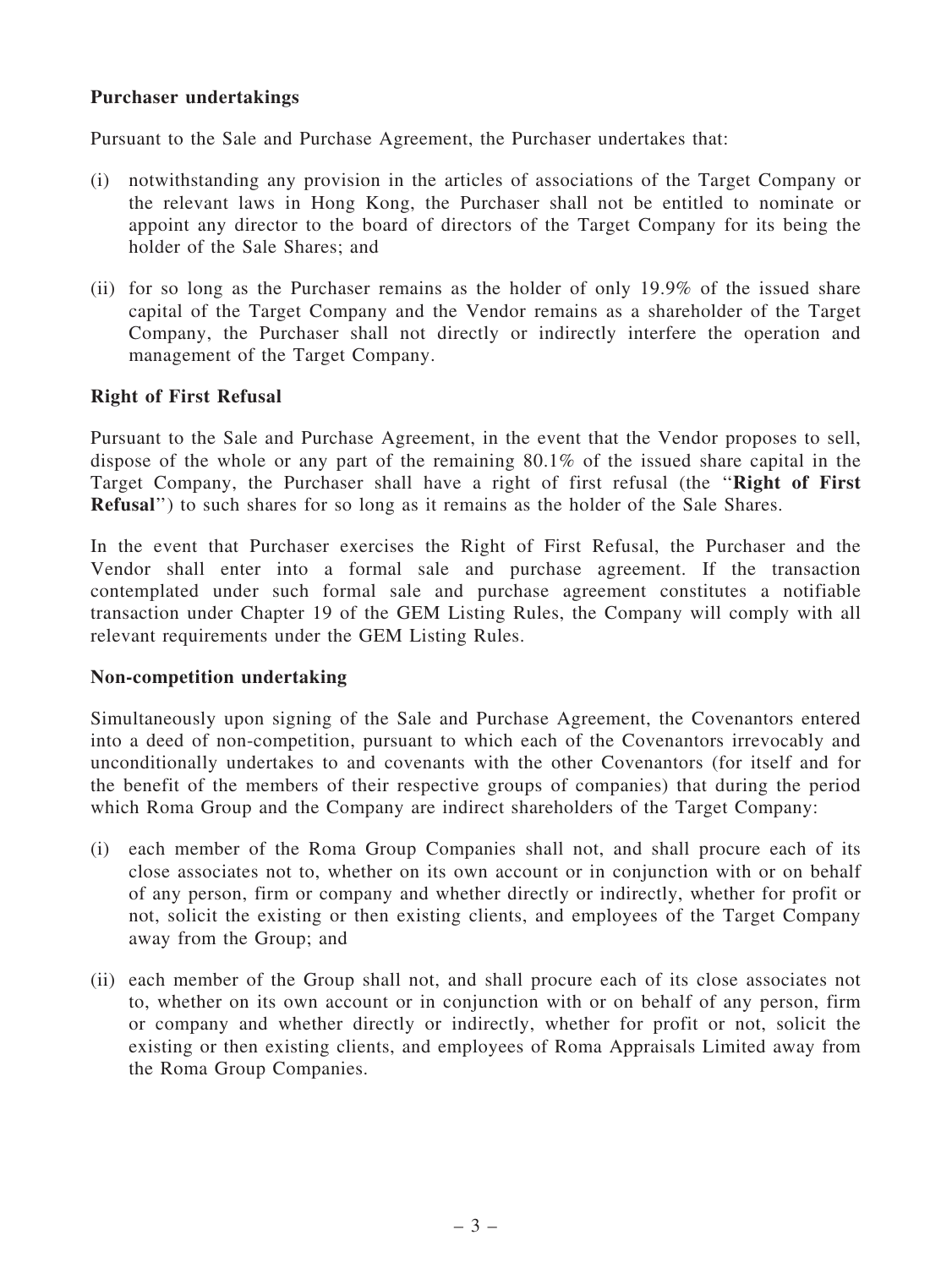**Purchaser undertakings**

Pursuant to the Sale and Purchase Agreement, the Purchaser undertakes that:

(i) notwithstanding any provision in the articles of associations of the Target Company or the relevant laws in Hong Kong, the Purchaser shall not be entitled to nominate or appoint any director to the board of directors of the Target Company for its being the holder of the Sale Shares; and

(ii) for so long as the Purchaser remains as the holder of only 19.9% of the issued share capital of the Target Company and the Vendor remains as a shareholder of the Target Company, the Purchaser shall not directly or indirectly interfere the operation and management of the Target Company.

**Right of First Refusal**

Pursuant to the Sale and Purchase Agreement, in the event that the Vendor proposes to sell, dispose of the whole or any part of the remaining 80.1% of the issued share capital in the Target Company, the Purchaser shall have a right of first refusal (the "**Right of First Refusal**") to such shares for so long as it remains as the holder of the Sale Shares.

In the event that Purchaser exercises the Right of First Refusal, the Purchaser and the Vendor shall enter into a formal sale and purchase agreement. If the transaction contemplated under such formal sale and purchase agreement constitutes a notifiable transaction under Chapter 19 of the GEM Listing Rules, the Company will comply with all relevant requirements under the GEM Listing Rules.

**Non-competition undertaking**

Simultaneously upon signing of the Sale and Purchase Agreement, the Covenantors entered into a deed of non-competition, pursuant to which each of the Covenantors irrevocably and unconditionally undertakes to and covenants with the other Covenantors (for itself and for the benefit of the members of their respective groups of companies) that during the period which Roma Group and the Company are indirect shareholders of the Target Company:

(i) each member of the Roma Group Companies shall not, and shall procure each of its close associates not to, whether on its own account or in conjunction with or on behalf of any person, firm or company and whether directly or indirectly, whether for profit or not, solicit the existing or then existing clients, and employees of the Target Company away from the Group; and

(ii) each member of the Group shall not, and shall procure each of its close associates not to, whether on its own account or in conjunction with or on behalf of any person, firm or company and whether directly or indirectly, whether for profit or not, solicit the existing or then existing clients, and employees of Roma Appraisals Limited away from the Roma Group Companies.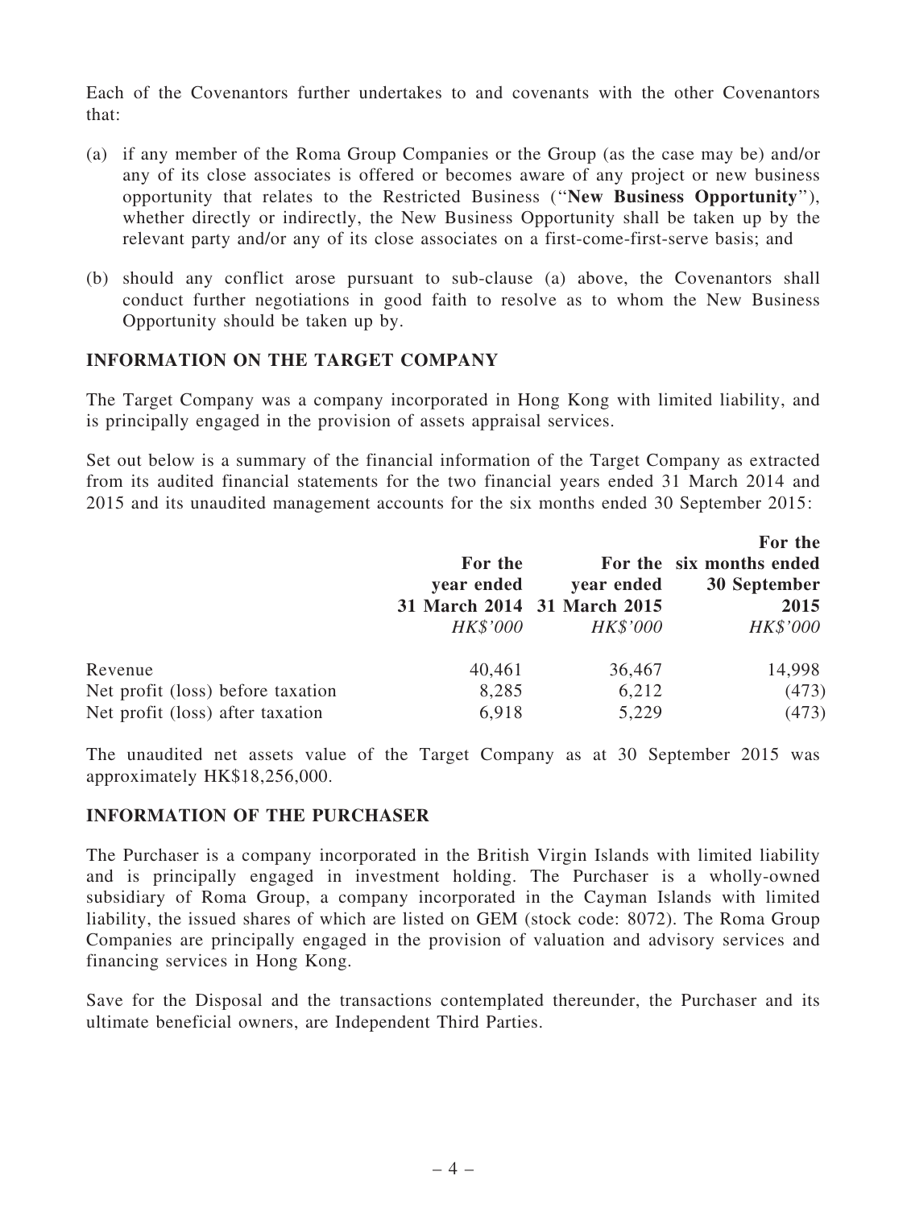Each of the Covenantors further undertakes to and covenants with the other Covenantors that:

(a) if any member of the Roma Group Companies or the Group (as the case may be) and/or any of its close associates is offered or becomes aware of any project or new business opportunity that relates to the Restricted Business ("**New Business Opportunity**"), whether directly or indirectly, the New Business Opportunity shall be taken up by the relevant party and/or any of its close associates on a first-come-first-serve basis; and

(b) should any conflict arose pursuant to sub-clause (a) above, the Covenantors shall conduct further negotiations in good faith to resolve as to whom the New Business Opportunity should be taken up by.

## INFORMATION ON THE TARGET COMPANY

The Target Company was a company incorporated in Hong Kong with limited liability, and is principally engaged in the provision of assets appraisal services.

Set out below is a summary of the financial information of the Target Company as extracted from its audited financial statements for the two financial years ended 31 March 2014 and 2015 and its unaudited management accounts for the six months ended 30 September 2015:

| | For the year ended 31 March 2014 | For the year ended 31 March 2015 | For the six months ended 30 September 2015 |
|---|---|---|---|
| | *HK$'000* | *HK$'000* | *HK$'000* |
| Revenue | 40,461 | 36,467 | 14,998 |
| Net profit (loss) before taxation | 8,285 | 6,212 | (473) |
| Net profit (loss) after taxation | 6,918 | 5,229 | (473) |

The unaudited net assets value of the Target Company as at 30 September 2015 was approximately HK$18,256,000.

## INFORMATION OF THE PURCHASER

The Purchaser is a company incorporated in the British Virgin Islands with limited liability and is principally engaged in investment holding. The Purchaser is a wholly-owned subsidiary of Roma Group, a company incorporated in the Cayman Islands with limited liability, the issued shares of which are listed on GEM (stock code: 8072). The Roma Group Companies are principally engaged in the provision of valuation and advisory services and financing services in Hong Kong.

Save for the Disposal and the transactions contemplated thereunder, the Purchaser and its ultimate beneficial owners, are Independent Third Parties.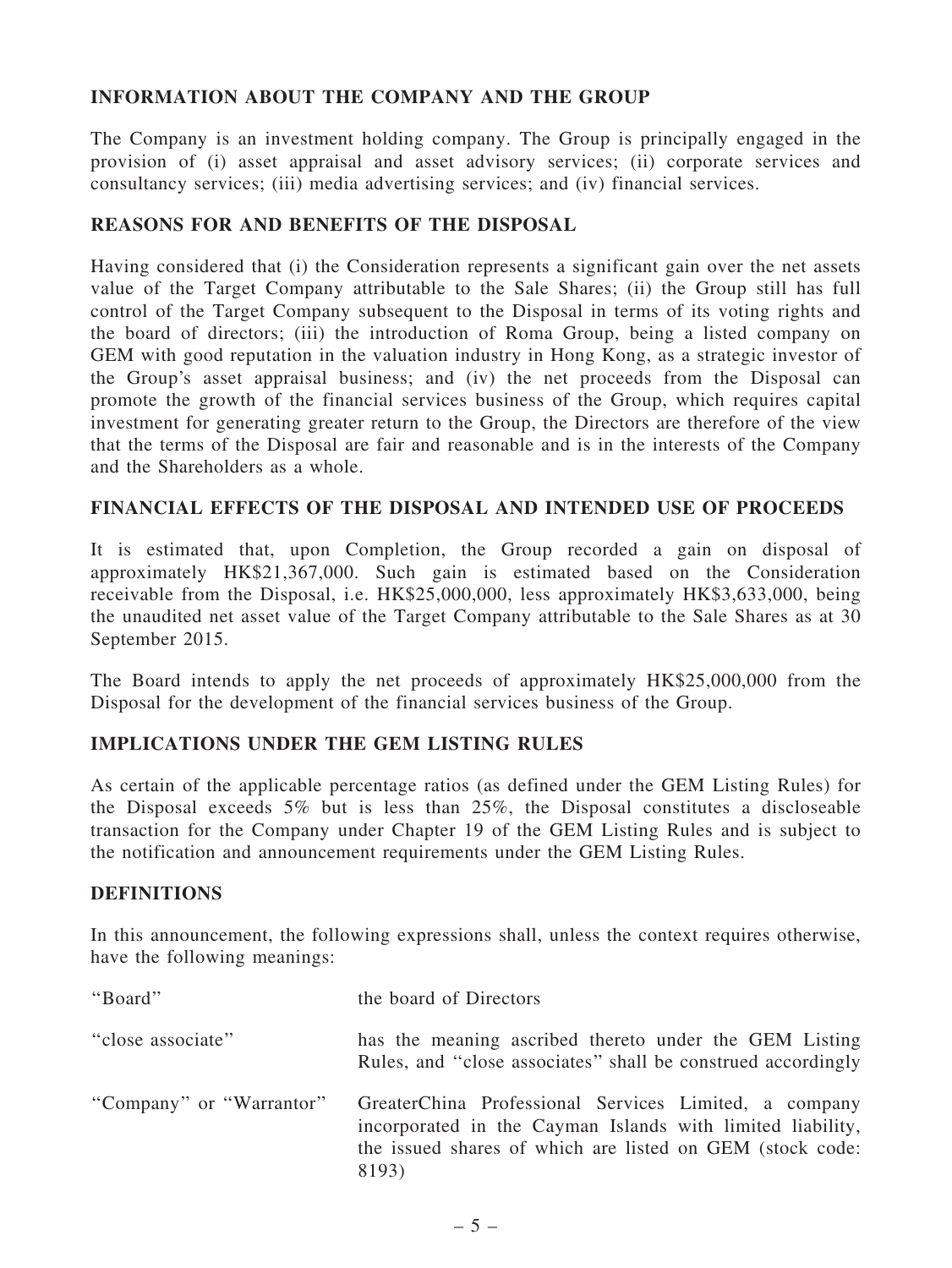## INFORMATION ABOUT THE COMPANY AND THE GROUP

The Company is an investment holding company. The Group is principally engaged in the provision of (i) asset appraisal and asset advisory services; (ii) corporate services and consultancy services; (iii) media advertising services; and (iv) financial services.

## REASONS FOR AND BENEFITS OF THE DISPOSAL

Having considered that (i) the Consideration represents a significant gain over the net assets value of the Target Company attributable to the Sale Shares; (ii) the Group still has full control of the Target Company subsequent to the Disposal in terms of its voting rights and the board of directors; (iii) the introduction of Roma Group, being a listed company on GEM with good reputation in the valuation industry in Hong Kong, as a strategic investor of the Group's asset appraisal business; and (iv) the net proceeds from the Disposal can promote the growth of the financial services business of the Group, which requires capital investment for generating greater return to the Group, the Directors are therefore of the view that the terms of the Disposal are fair and reasonable and is in the interests of the Company and the Shareholders as a whole.

## FINANCIAL EFFECTS OF THE DISPOSAL AND INTENDED USE OF PROCEEDS

It is estimated that, upon Completion, the Group recorded a gain on disposal of approximately HK$21,367,000. Such gain is estimated based on the Consideration receivable from the Disposal, i.e. HK$25,000,000, less approximately HK$3,633,000, being the unaudited net asset value of the Target Company attributable to the Sale Shares as at 30 September 2015.

The Board intends to apply the net proceeds of approximately HK$25,000,000 from the Disposal for the development of the financial services business of the Group.

## IMPLICATIONS UNDER THE GEM LISTING RULES

As certain of the applicable percentage ratios (as defined under the GEM Listing Rules) for the Disposal exceeds 5% but is less than 25%, the Disposal constitutes a discloseable transaction for the Company under Chapter 19 of the GEM Listing Rules and is subject to the notification and announcement requirements under the GEM Listing Rules.

## DEFINITIONS

In this announcement, the following expressions shall, unless the context requires otherwise, have the following meanings:

| | |
|---|---|
| "Board" | the board of Directors |
| "close associate" | has the meaning ascribed thereto under the GEM Listing Rules, and "close associates" shall be construed accordingly |
| "Company" or "Warrantor" | GreaterChina Professional Services Limited, a company incorporated in the Cayman Islands with limited liability, the issued shares of which are listed on GEM (stock code: 8193) |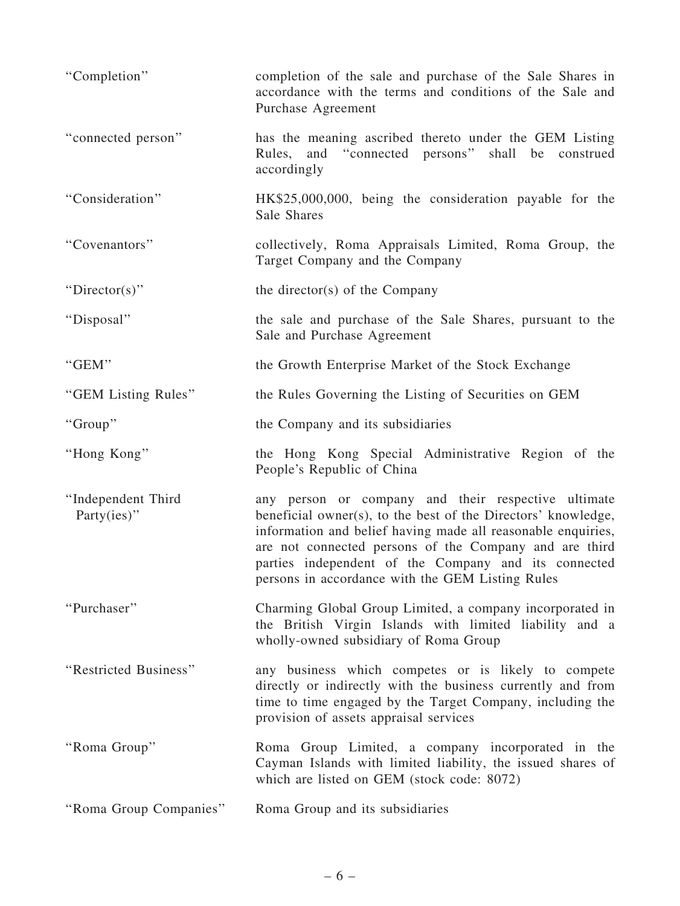| | |
|---|---|
| "Completion" | completion of the sale and purchase of the Sale Shares in accordance with the terms and conditions of the Sale and Purchase Agreement |
| "connected person" | has the meaning ascribed thereto under the GEM Listing Rules, and "connected persons" shall be construed accordingly |
| "Consideration" | HK$25,000,000, being the consideration payable for the Sale Shares |
| "Covenantors" | collectively, Roma Appraisals Limited, Roma Group, the Target Company and the Company |
| "Director(s)" | the director(s) of the Company |
| "Disposal" | the sale and purchase of the Sale Shares, pursuant to the Sale and Purchase Agreement |
| "GEM" | the Growth Enterprise Market of the Stock Exchange |
| "GEM Listing Rules" | the Rules Governing the Listing of Securities on GEM |
| "Group" | the Company and its subsidiaries |
| "Hong Kong" | the Hong Kong Special Administrative Region of the People's Republic of China |
| "Independent Third Party(ies)" | any person or company and their respective ultimate beneficial owner(s), to the best of the Directors' knowledge, information and belief having made all reasonable enquiries, are not connected persons of the Company and are third parties independent of the Company and its connected persons in accordance with the GEM Listing Rules |
| "Purchaser" | Charming Global Group Limited, a company incorporated in the British Virgin Islands with limited liability and a wholly-owned subsidiary of Roma Group |
| "Restricted Business" | any business which competes or is likely to compete directly or indirectly with the business currently and from time to time engaged by the Target Company, including the provision of assets appraisal services |
| "Roma Group" | Roma Group Limited, a company incorporated in the Cayman Islands with limited liability, the issued shares of which are listed on GEM (stock code: 8072) |
| "Roma Group Companies" | Roma Group and its subsidiaries |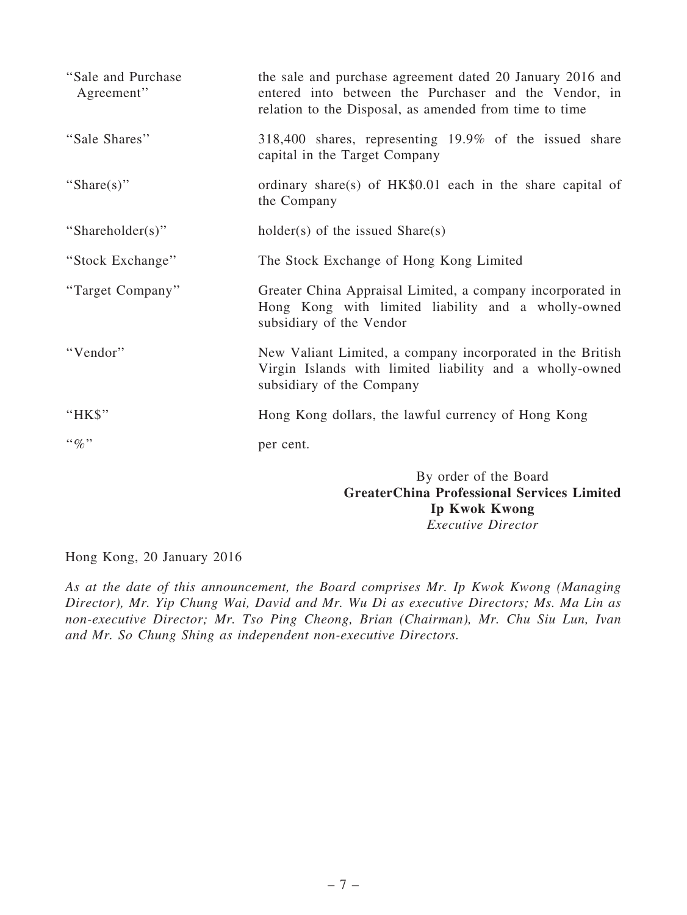| | |
|---|---|
| "Sale and Purchase Agreement" | the sale and purchase agreement dated 20 January 2016 and entered into between the Purchaser and the Vendor, in relation to the Disposal, as amended from time to time |
| "Sale Shares" | 318,400 shares, representing 19.9% of the issued share capital in the Target Company |
| "Share(s)" | ordinary share(s) of HK$0.01 each in the share capital of the Company |
| "Shareholder(s)" | holder(s) of the issued Share(s) |
| "Stock Exchange" | The Stock Exchange of Hong Kong Limited |
| "Target Company" | Greater China Appraisal Limited, a company incorporated in Hong Kong with limited liability and a wholly-owned subsidiary of the Vendor |
| "Vendor" | New Valiant Limited, a company incorporated in the British Virgin Islands with limited liability and a wholly-owned subsidiary of the Company |
| "HK$" | Hong Kong dollars, the lawful currency of Hong Kong |
| "%" | per cent. |

By order of the Board
**GreaterChina Professional Services Limited**
**Ip Kwok Kwong**
*Executive Director*

Hong Kong, 20 January 2016

*As at the date of this announcement, the Board comprises Mr. Ip Kwok Kwong (Managing Director), Mr. Yip Chung Wai, David and Mr. Wu Di as executive Directors; Ms. Ma Lin as non-executive Director; Mr. Tso Ping Cheong, Brian (Chairman), Mr. Chu Siu Lun, Ivan and Mr. So Chung Shing as independent non-executive Directors.*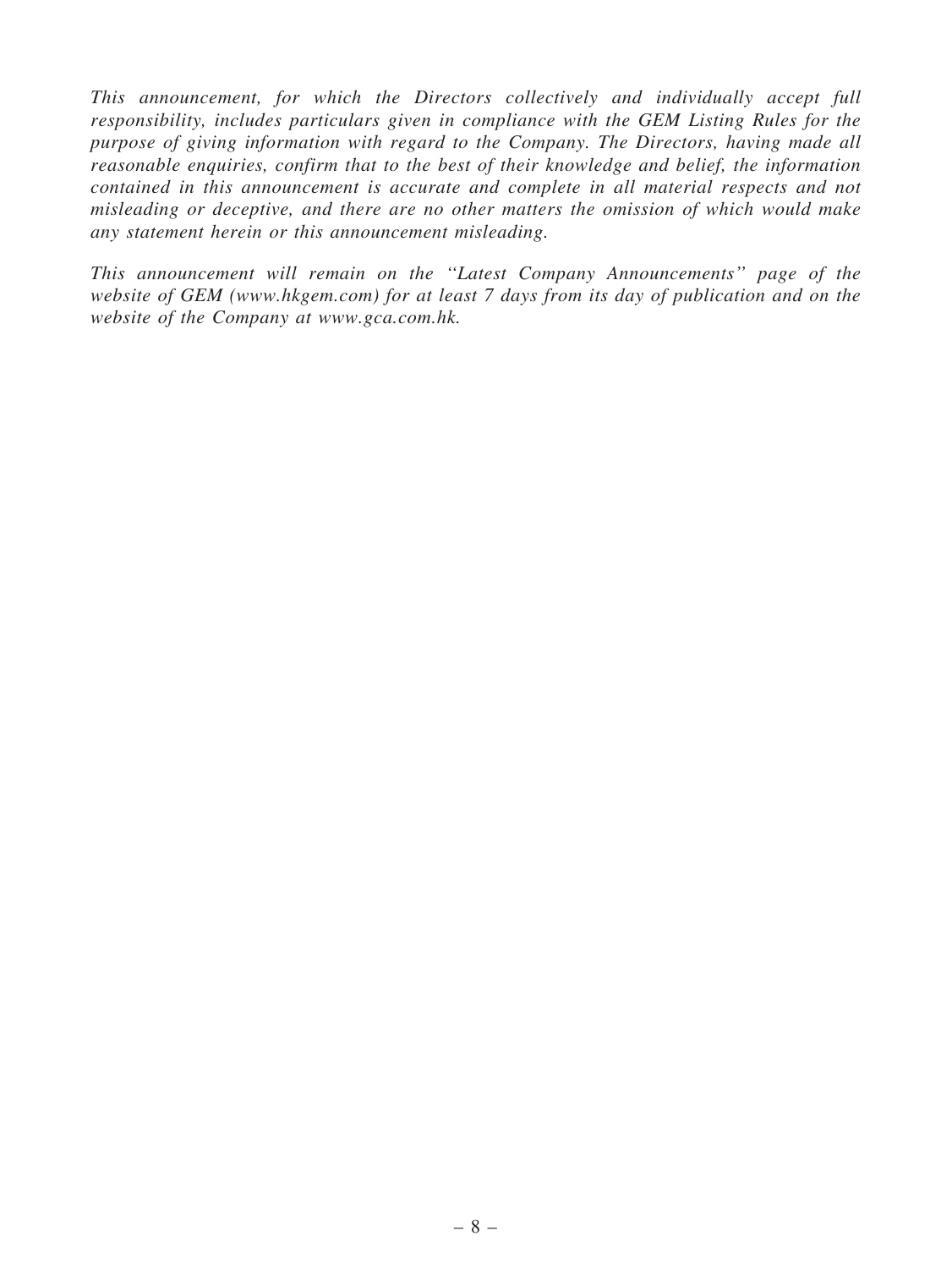*This announcement, for which the Directors collectively and individually accept full responsibility, includes particulars given in compliance with the GEM Listing Rules for the purpose of giving information with regard to the Company. The Directors, having made all reasonable enquiries, confirm that to the best of their knowledge and belief, the information contained in this announcement is accurate and complete in all material respects and not misleading or deceptive, and there are no other matters the omission of which would make any statement herein or this announcement misleading.*

*This announcement will remain on the "Latest Company Announcements" page of the website of GEM (www.hkgem.com) for at least 7 days from its day of publication and on the website of the Company at www.gca.com.hk.*